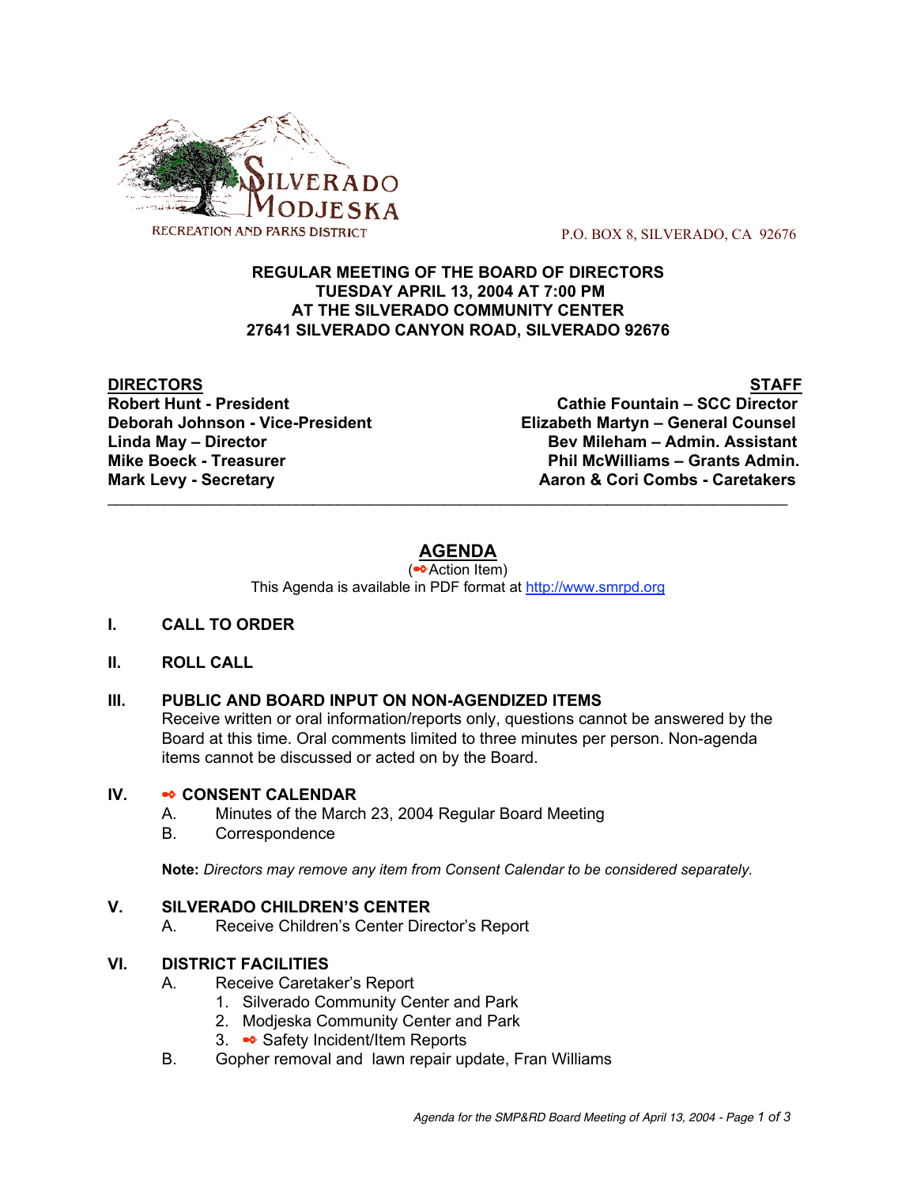SILVERADO MODJESKA RECREATION AND PARKS DISTRICT

P.O. BOX 8, SILVERADO, CA 92676

**REGULAR MEETING OF THE BOARD OF DIRECTORS**
**TUESDAY APRIL 13, 2004 AT 7:00 PM**
**AT THE SILVERADO COMMUNITY CENTER**
**27641 SILVERADO CANYON ROAD, SILVERADO 92676**

| **DIRECTORS** | **STAFF** |
|---|---|
| **Robert Hunt - President** | **Cathie Fountain – SCC Director** |
| **Deborah Johnson - Vice-President** | **Elizabeth Martyn – General Counsel** |
| **Linda May – Director** | **Bev Mileham – Admin. Assistant** |
| **Mike Boeck - Treasurer** | **Phil McWilliams – Grants Admin.** |
| **Mark Levy - Secretary** | **Aaron & Cori Combs - Caretakers** |

---

# AGENDA

(➻ Action Item)

This Agenda is available in PDF format at http://www.smrpd.org

**I. CALL TO ORDER**

**II. ROLL CALL**

**III. PUBLIC AND BOARD INPUT ON NON-AGENDIZED ITEMS**

Receive written or oral information/reports only, questions cannot be answered by the Board at this time. Oral comments limited to three minutes per person. Non-agenda items cannot be discussed or acted on by the Board.

**IV. ➻ CONSENT CALENDAR**

A. Minutes of the March 23, 2004 Regular Board Meeting

B. Correspondence

**Note:** *Directors may remove any item from Consent Calendar to be considered separately.*

**V. SILVERADO CHILDREN'S CENTER**

A. Receive Children's Center Director's Report

**VI. DISTRICT FACILITIES**

A. Receive Caretaker's Report

1. Silverado Community Center and Park
2. Modjeska Community Center and Park
3. ➻ Safety Incident/Item Reports

B. Gopher removal and lawn repair update, Fran Williams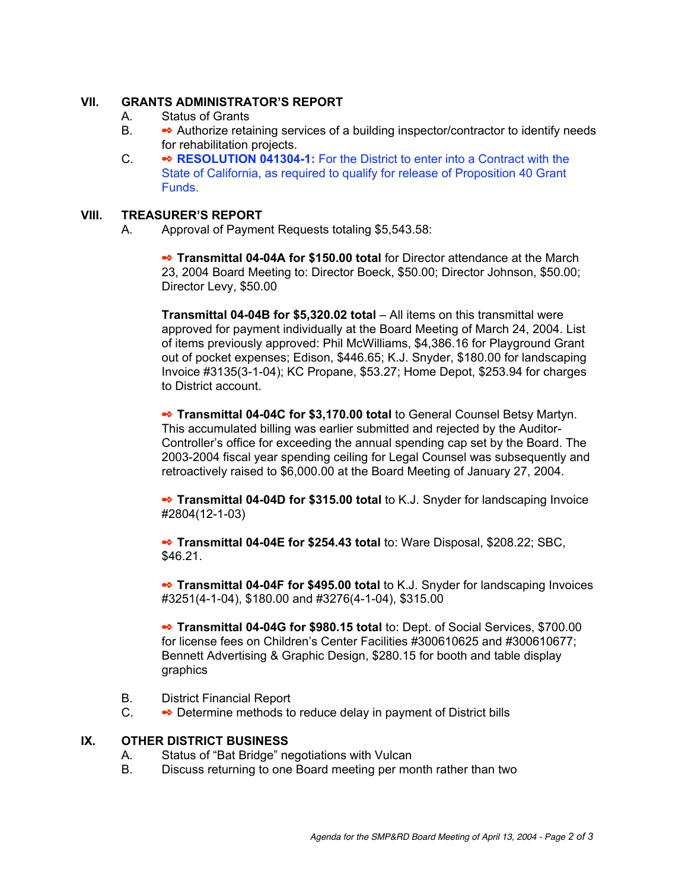## VII. GRANTS ADMINISTRATOR'S REPORT

A. Status of Grants

B. ➻ Authorize retaining services of a building inspector/contractor to identify needs for rehabilitation projects.

C. ➻ **RESOLUTION 041304-1:** For the District to enter into a Contract with the State of California, as required to qualify for release of Proposition 40 Grant Funds.

## VIII. TREASURER'S REPORT

A. Approval of Payment Requests totaling $5,543.58:

➻ **Transmittal 04-04A for $150.00 total** for Director attendance at the March 23, 2004 Board Meeting to: Director Boeck, $50.00; Director Johnson, $50.00; Director Levy, $50.00

**Transmittal 04-04B for $5,320.02 total** – All items on this transmittal were approved for payment individually at the Board Meeting of March 24, 2004. List of items previously approved: Phil McWilliams, $4,386.16 for Playground Grant out of pocket expenses; Edison, $446.65; K.J. Snyder, $180.00 for landscaping Invoice #3135(3-1-04); KC Propane, $53.27; Home Depot, $253.94 for charges to District account.

➻ **Transmittal 04-04C for $3,170.00 total** to General Counsel Betsy Martyn. This accumulated billing was earlier submitted and rejected by the Auditor-Controller's office for exceeding the annual spending cap set by the Board. The 2003-2004 fiscal year spending ceiling for Legal Counsel was subsequently and retroactively raised to $6,000.00 at the Board Meeting of January 27, 2004.

➻ **Transmittal 04-04D for $315.00 total** to K.J. Snyder for landscaping Invoice #2804(12-1-03)

➻ **Transmittal 04-04E for $254.43 total** to: Ware Disposal, $208.22; SBC, $46.21.

➻ **Transmittal 04-04F for $495.00 total** to K.J. Snyder for landscaping Invoices #3251(4-1-04), $180.00 and #3276(4-1-04), $315.00

➻ **Transmittal 04-04G for $980.15 total** to: Dept. of Social Services, $700.00 for license fees on Children's Center Facilities #300610625 and #300610677; Bennett Advertising & Graphic Design, $280.15 for booth and table display graphics

B. District Financial Report

C. ➻ Determine methods to reduce delay in payment of District bills

## IX. OTHER DISTRICT BUSINESS

A. Status of "Bat Bridge" negotiations with Vulcan

B. Discuss returning to one Board meeting per month rather than two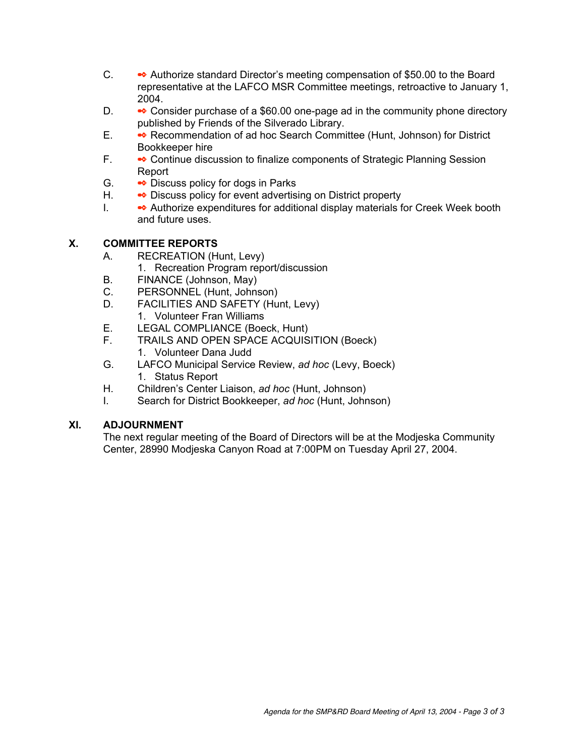C. ➡ Authorize standard Director's meeting compensation of $50.00 to the Board representative at the LAFCO MSR Committee meetings, retroactive to January 1, 2004.

D. ➡ Consider purchase of a $60.00 one-page ad in the community phone directory published by Friends of the Silverado Library.

E. ➡ Recommendation of ad hoc Search Committee (Hunt, Johnson) for District Bookkeeper hire

F. ➡ Continue discussion to finalize components of Strategic Planning Session Report

G. ➡ Discuss policy for dogs in Parks

H. ➡ Discuss policy for event advertising on District property

I. ➡ Authorize expenditures for additional display materials for Creek Week booth and future uses.

## X. COMMITTEE REPORTS

A. RECREATION (Hunt, Levy)
   1. Recreation Program report/discussion

B. FINANCE (Johnson, May)

C. PERSONNEL (Hunt, Johnson)

D. FACILITIES AND SAFETY (Hunt, Levy)
   1. Volunteer Fran Williams

E. LEGAL COMPLIANCE (Boeck, Hunt)

F. TRAILS AND OPEN SPACE ACQUISITION (Boeck)
   1. Volunteer Dana Judd

G. LAFCO Municipal Service Review, *ad hoc* (Levy, Boeck)
   1. Status Report

H. Children's Center Liaison, *ad hoc* (Hunt, Johnson)

I. Search for District Bookkeeper, *ad hoc* (Hunt, Johnson)

## XI. ADJOURNMENT

The next regular meeting of the Board of Directors will be at the Modjeska Community Center, 28990 Modjeska Canyon Road at 7:00PM on Tuesday April 27, 2004.